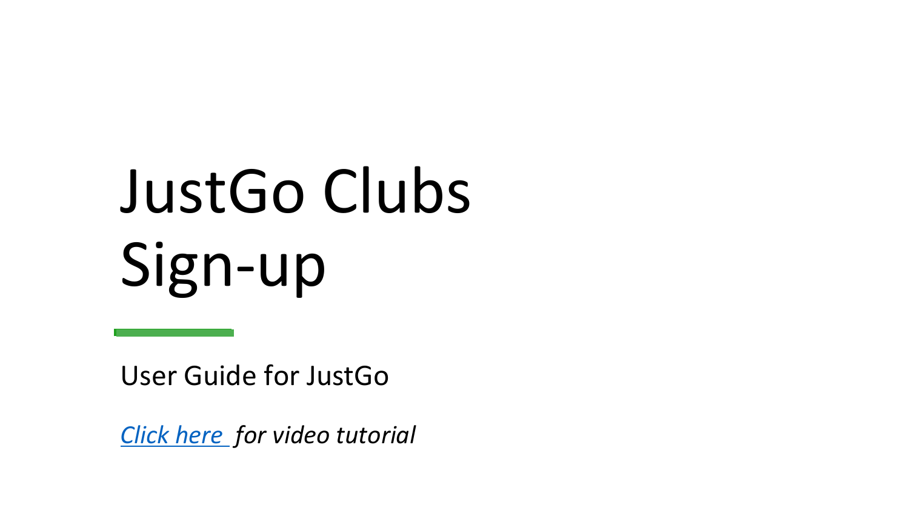# JustGo Clubs Sign-up

User Guide for JustGo

*Click here for video tutorial*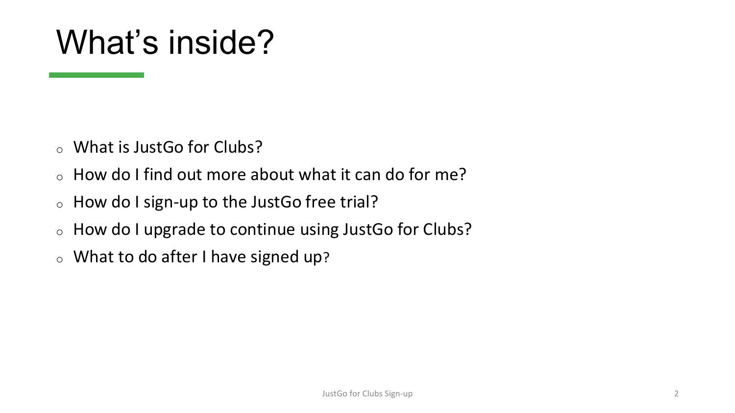# What's inside?

- What is JustGo for Clubs?
- How do I find out more about what it can do for me?
- How do I sign-up to the JustGo free trial?
- How do I upgrade to continue using JustGo for Clubs?
- What to do after I have signed up?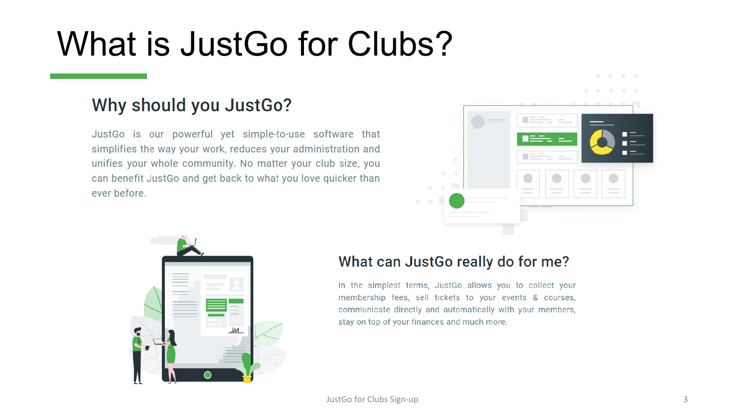# What is JustGo for Clubs?

## Why should you JustGo?

JustGo is our powerful yet simple-to-use software that simplifies the way your work, reduces your administration and unifies your whole community. No matter your club size, you can benefit JustGo and get back to what you love quicker than ever before.

## What can JustGo really do for me?

In the simplest terms, JustGo allows you to collect your membership fees, sell tickets to your events & courses, communicate directly and automatically with your members, stay on top of your finances and much more.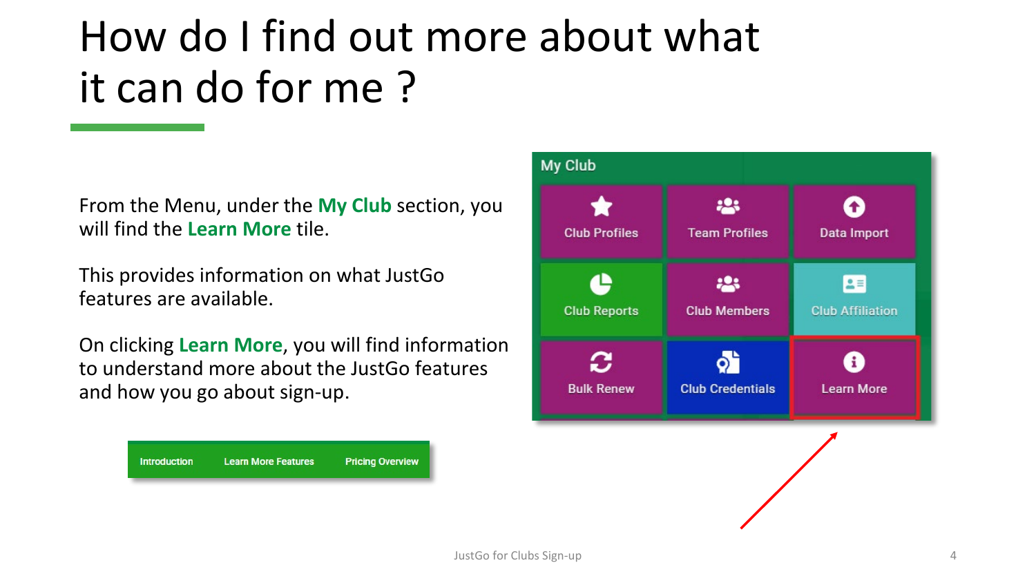# How do I find out more about what it can do for me ?

From the Menu, under the **My Club** section, you will find the **Learn More** tile.

This provides information on what JustGo features are available.

On clicking **Learn More**, you will find information to understand more about the JustGo features and how you go about sign-up.

Introduction | Learn More Features | Pricing Overview

**My Club**

| Club Profiles | Team Profiles | Data Import |
|---|---|---|
| Club Reports | Club Members | Club Affiliation |
| Bulk Renew | Club Credentials | Learn More |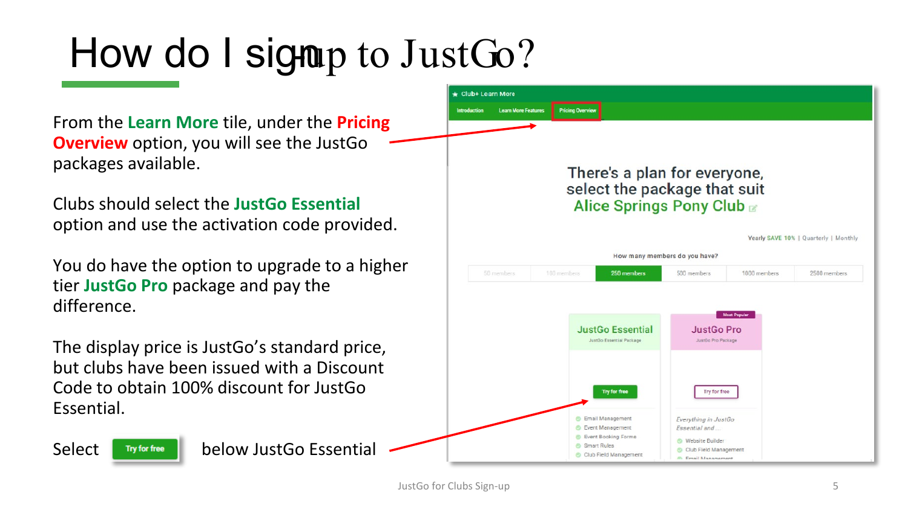# How do I sign-up to JustGo?

From the **Learn More** tile, under the **Pricing Overview** option, you will see the JustGo packages available.

Clubs should select the **JustGo Essential** option and use the activation code provided.

You do have the option to upgrade to a higher tier **JustGo Pro** package and pay the difference.

The display price is JustGo's standard price, but clubs have been issued with a Discount Code to obtain 100% discount for JustGo Essential.

Select **Try for free** below JustGo Essential

Club+ Learn More

Introduction | Learn More Features | Pricing Overview

There's a plan for everyone, select the package that suit Alice Springs Pony Club

Yearly SAVE 10% | Quarterly | Monthly

How many members do you have?

| 50 members | 100 members | 250 members | 500 members | 1000 members | 2500 members |
|---|---|---|---|---|---|

**JustGo Essential**
JustGo Essential Package
Try for free
- Email Management
- Event Management
- Event Booking Forms
- Smart Rules
- Club Field Management

Most Popular
**JustGo Pro**
JustGo Pro Package
Try for free
*Everything in JustGo Essential and ...*
- Website Builder
- Club Field Management
- Email Management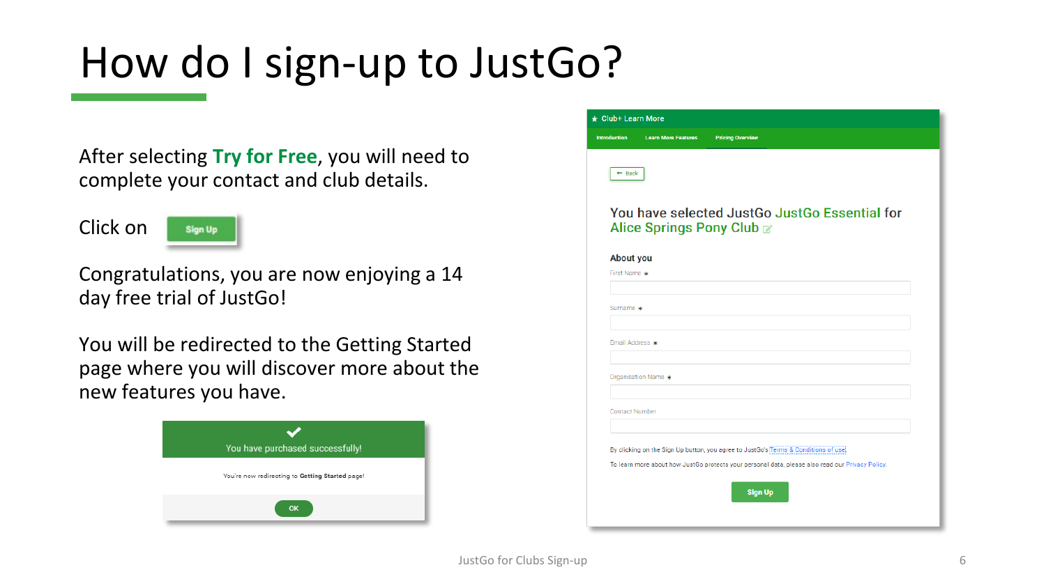# How do I sign-up to JustGo?

After selecting **Try for Free**, you will need to complete your contact and club details.

Click on **Sign Up**

Congratulations, you are now enjoying a 14 day free trial of JustGo!

You will be redirected to the Getting Started page where you will discover more about the new features you have.

You have purchased successfully!

You're now redirecting to **Getting Started** page!

OK

★ Club+ Learn More

Introduction | Learn More Features | Pricing Overview

← Back

You have selected JustGo JustGo Essential for Alice Springs Pony Club

**About you**

First Name *

Surname *

Email Address *

Organisation Name *

Contact Number

By clicking on the Sign Up button, you agree to JustGo's Terms & Conditions of use.

To learn more about how JustGo protects your personal data, please also read our Privacy Policy.

Sign Up

JustGo for Clubs Sign-up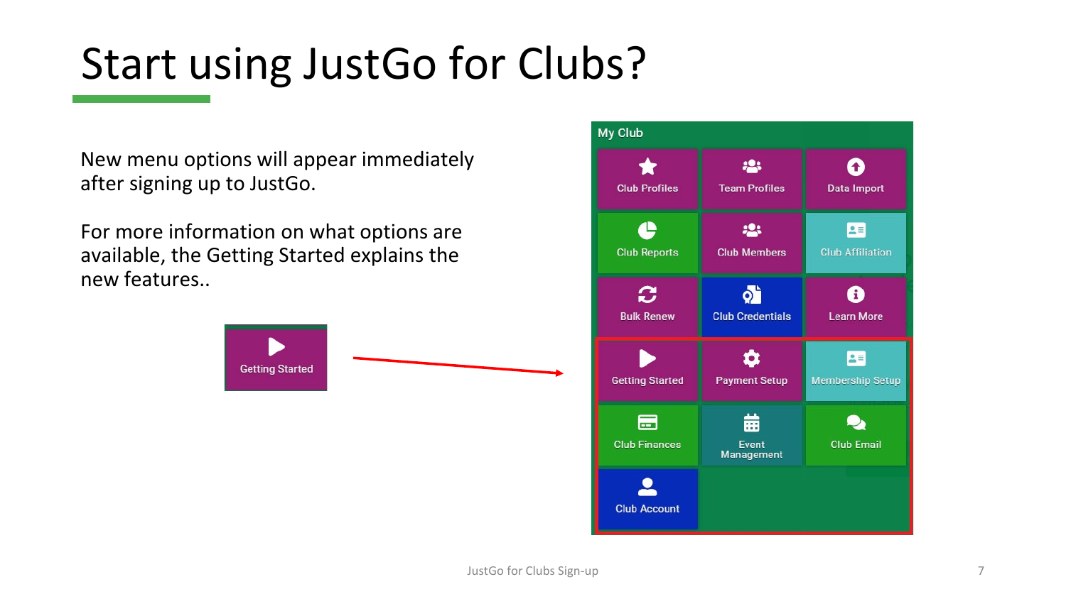# Start using JustGo for Clubs?

New menu options will appear immediately after signing up to JustGo.

For more information on what options are available, the Getting Started explains the new features..

Getting Started

**My Club**

| | | |
|---|---|---|
| Club Profiles | Team Profiles | Data Import |
| Club Reports | Club Members | Club Affiliation |
| Bulk Renew | Club Credentials | Learn More |
| Getting Started | Payment Setup | Membership Setup |
| Club Finances | Event Management | Club Email |
| Club Account | | |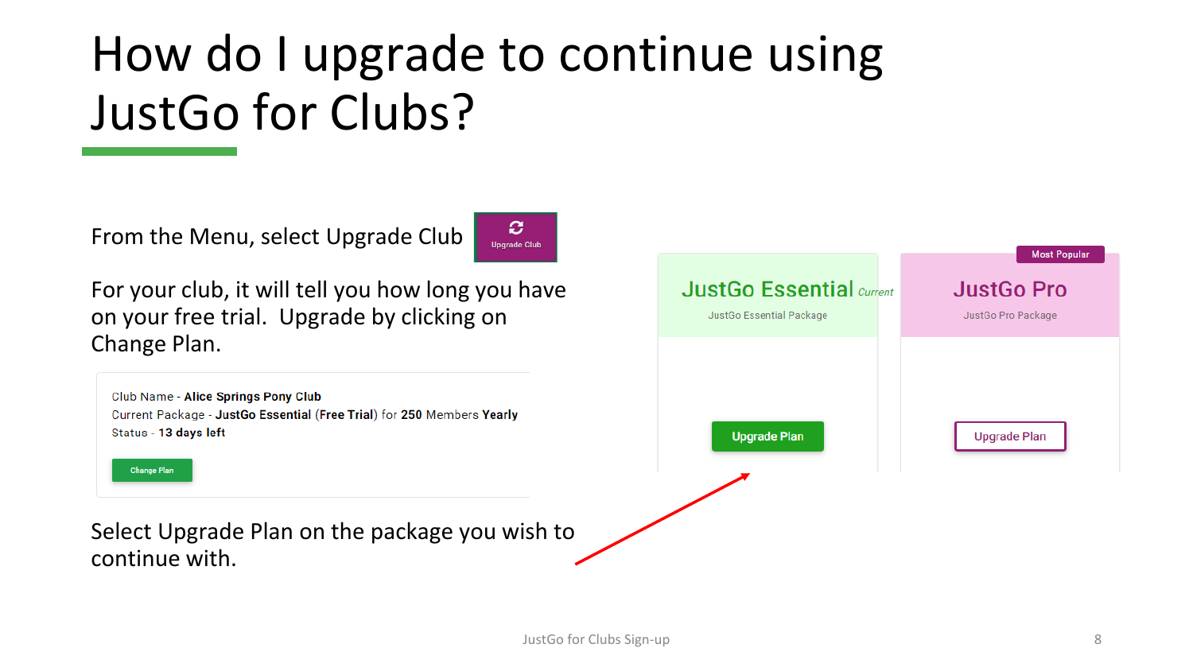# How do I upgrade to continue using JustGo for Clubs?

From the Menu, select Upgrade Club

Upgrade Club

For your club, it will tell you how long you have on your free trial. Upgrade by clicking on Change Plan.

Club Name - **Alice Springs Pony Club**
Current Package - **JustGo Essential** (**Free Trial**) for **250** Members **Yearly**
Status - **13 days left**

Change Plan

Select Upgrade Plan on the package you wish to continue with.

| JustGo Essential *Current* | JustGo Pro (Most Popular) |
|---|---|
| JustGo Essential Package | JustGo Pro Package |
| Upgrade Plan | Upgrade Plan |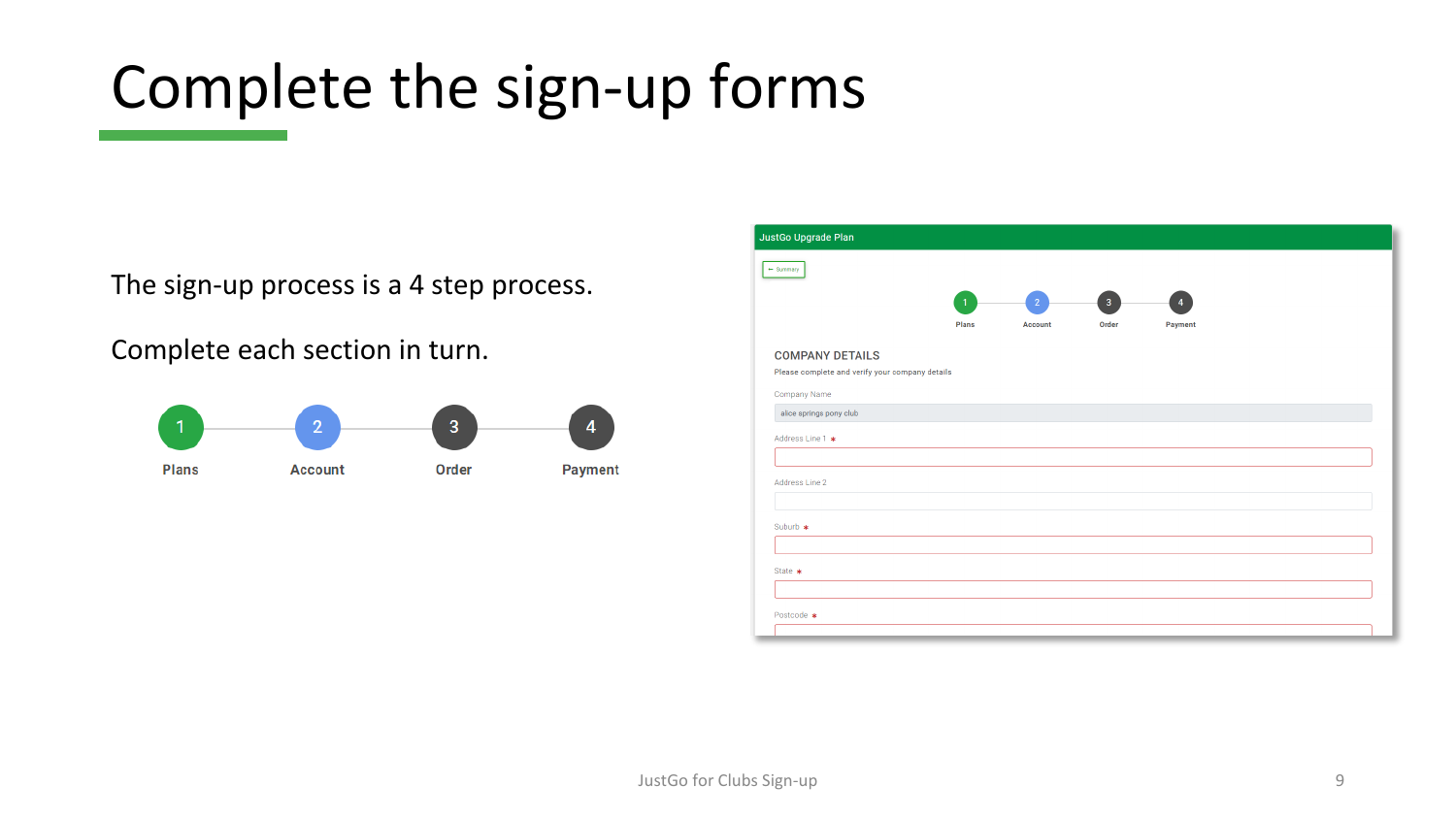# Complete the sign-up forms

The sign-up process is a 4 step process.

Complete each section in turn.

1. Plans
2. Account
3. Order
4. Payment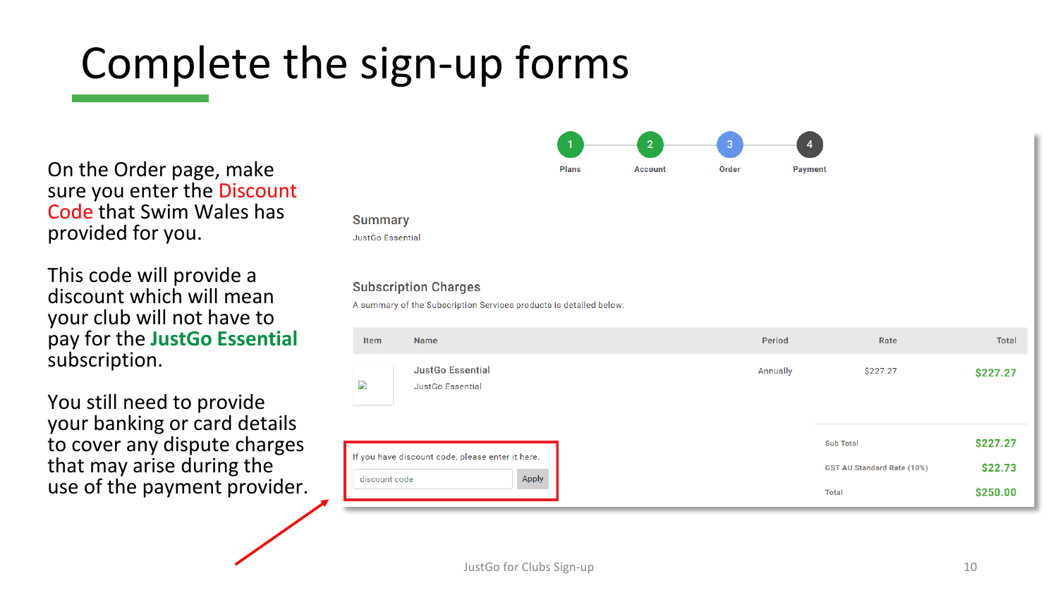# Complete the sign-up forms

On the Order page, make sure you enter the Discount Code that Swim Wales has provided for you.

This code will provide a discount which will mean your club will not have to pay for the **JustGo Essential** subscription.

You still need to provide your banking or card details to cover any dispute charges that may arise during the use of the payment provider.

1 Plans — 2 Account — 3 Order — 4 Payment

**Summary**

JustGo Essential

**Subscription Charges**

A summary of the Subscription Services products is detailed below:

| Item | Name | Period | Rate | Total |
| --- | --- | --- | --- | --- |
| | JustGo Essential<br>JustGo Essential | Annually | $227.27 | $227.27 |

| | |
| --- | --- |
| Sub Total | $227.27 |
| GST AU Standard Rate (10%) | $22.73 |
| Total | $250.00 |

If you have discount code, please enter it here.

discount code [Apply]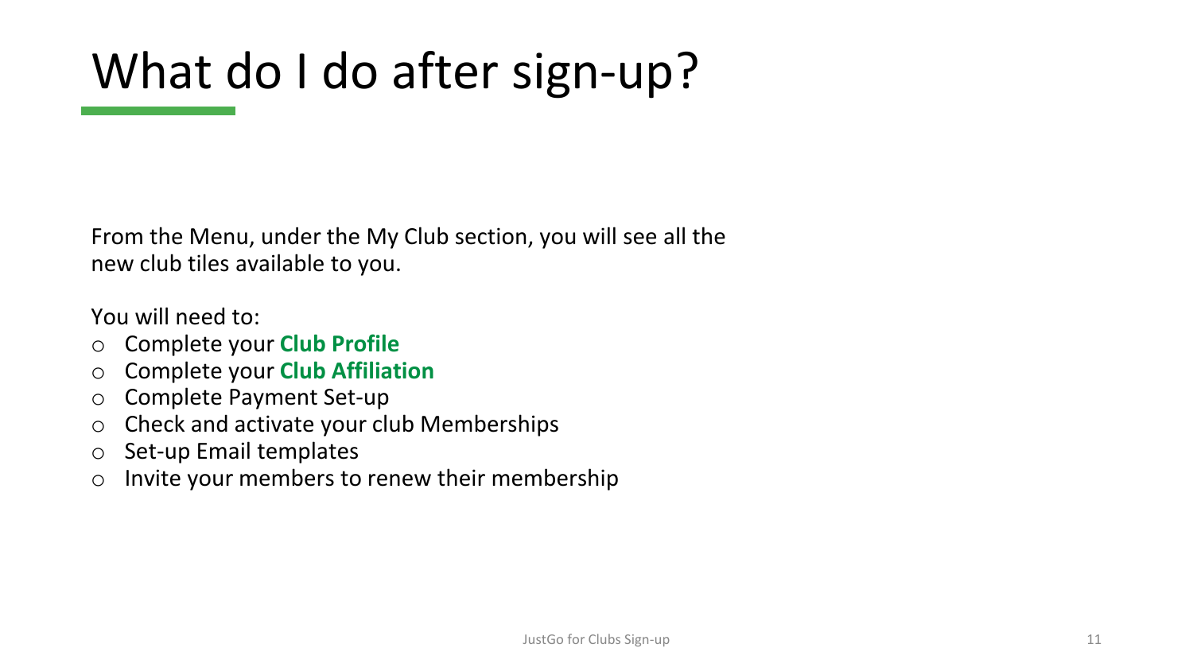# What do I do after sign-up?

From the Menu, under the My Club section, you will see all the new club tiles available to you.

You will need to:

- Complete your **Club Profile**
- Complete your **Club Affiliation**
- Complete Payment Set-up
- Check and activate your club Memberships
- Set-up Email templates
- Invite your members to renew their membership